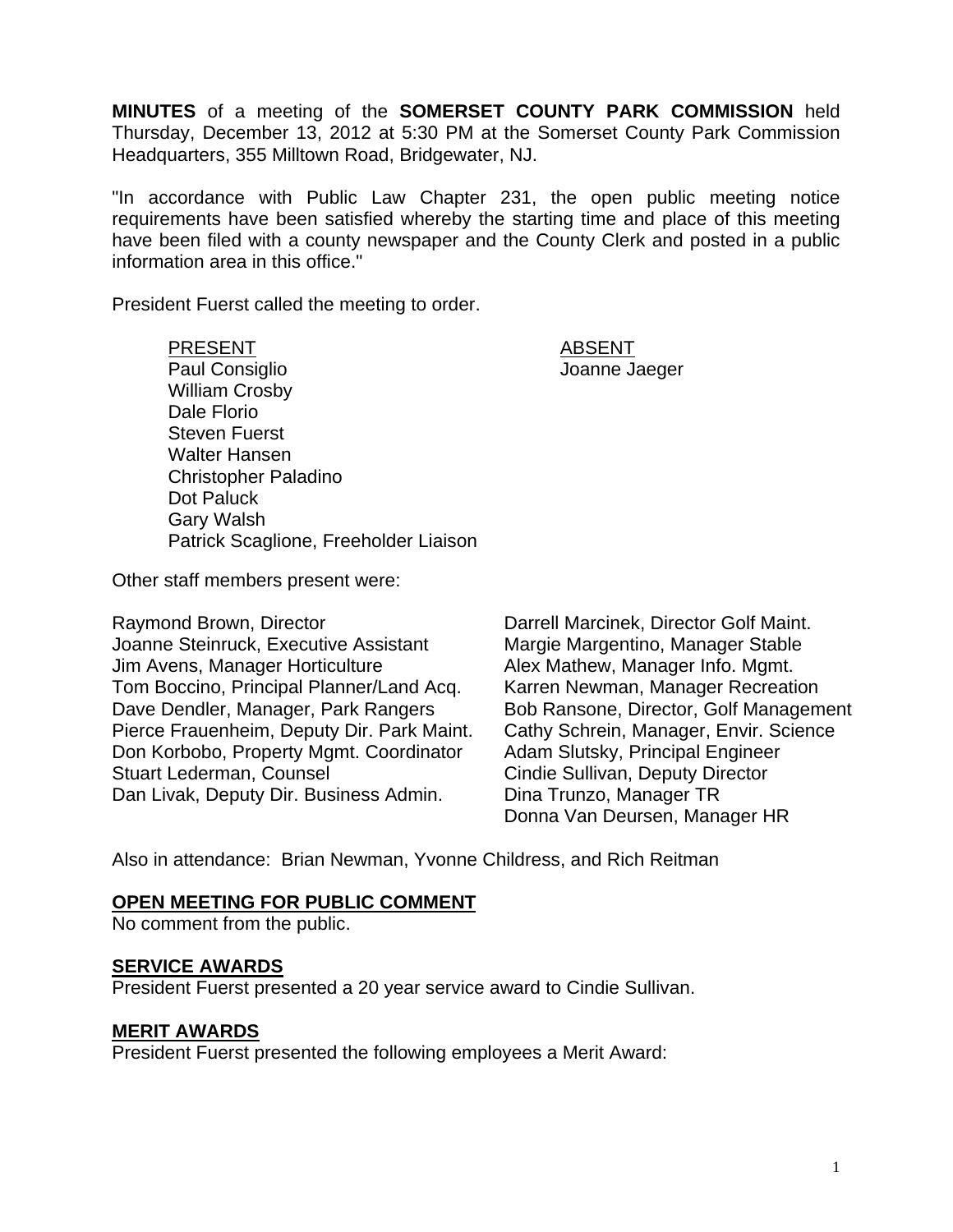**MINUTES** of a meeting of the **SOMERSET COUNTY PARK COMMISSION** held Thursday, December 13, 2012 at 5:30 PM at the Somerset County Park Commission Headquarters, 355 Milltown Road, Bridgewater, NJ.

"In accordance with Public Law Chapter 231, the open public meeting notice requirements have been satisfied whereby the starting time and place of this meeting have been filed with a county newspaper and the County Clerk and posted in a public information area in this office."

President Fuerst called the meeting to order.

| PRESENT | ABSENT |
|---|---|
| Paul Consiglio | Joanne Jaeger |
| William Crosby | |
| Dale Florio | |
| Steven Fuerst | |
| Walter Hansen | |
| Christopher Paladino | |
| Dot Paluck | |
| Gary Walsh | |
| Patrick Scaglione, Freeholder Liaison | |

Other staff members present were:

Raymond Brown, Director
Joanne Steinruck, Executive Assistant
Jim Avens, Manager Horticulture
Tom Boccino, Principal Planner/Land Acq.
Dave Dendler, Manager, Park Rangers
Pierce Frauenheim, Deputy Dir. Park Maint.
Don Korbobo, Property Mgmt. Coordinator
Stuart Lederman, Counsel
Dan Livak, Deputy Dir. Business Admin.
Darrell Marcinek, Director Golf Maint.
Margie Margentino, Manager Stable
Alex Mathew, Manager Info. Mgmt.
Karren Newman, Manager Recreation
Bob Ransone, Director, Golf Management
Cathy Schrein, Manager, Envir. Science
Adam Slutsky, Principal Engineer
Cindie Sullivan, Deputy Director
Dina Trunzo, Manager TR
Donna Van Deursen, Manager HR

Also in attendance: Brian Newman, Yvonne Childress, and Rich Reitman

## OPEN MEETING FOR PUBLIC COMMENT

No comment from the public.

## SERVICE AWARDS

President Fuerst presented a 20 year service award to Cindie Sullivan.

## MERIT AWARDS

President Fuerst presented the following employees a Merit Award: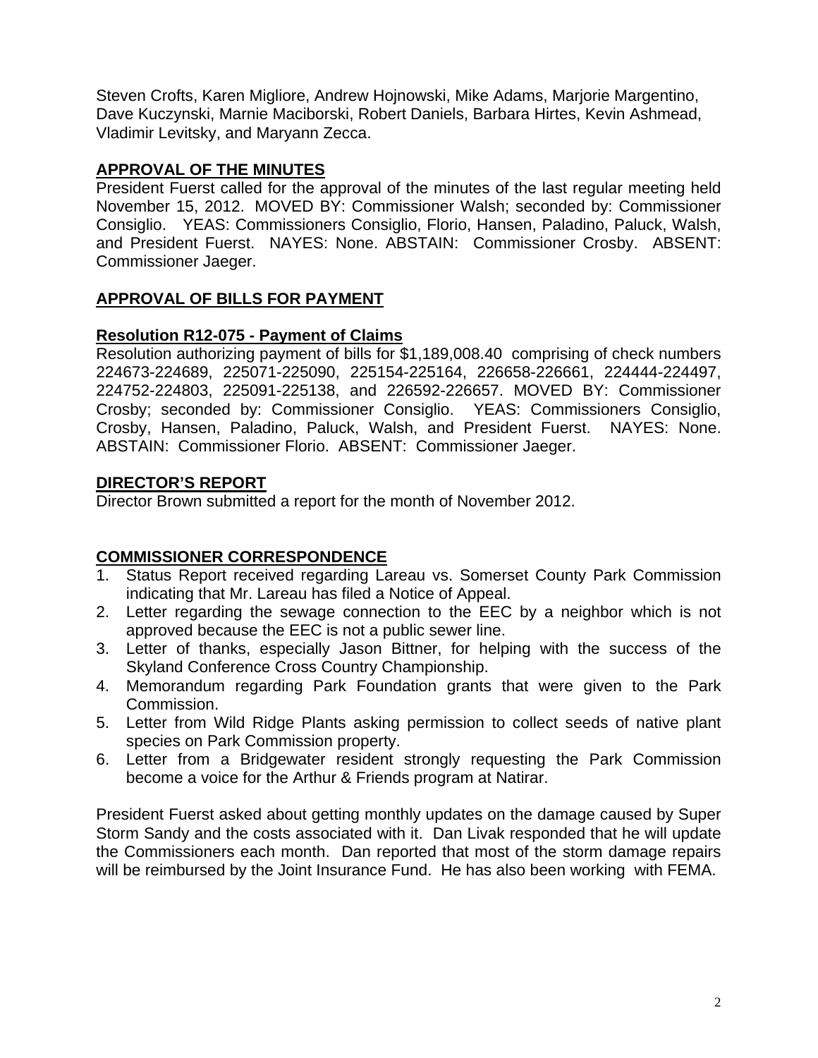Steven Crofts, Karen Migliore, Andrew Hojnowski, Mike Adams, Marjorie Margentino, Dave Kuczynski, Marnie Maciborski, Robert Daniels, Barbara Hirtes, Kevin Ashmead, Vladimir Levitsky, and Maryann Zecca.

## APPROVAL OF THE MINUTES

President Fuerst called for the approval of the minutes of the last regular meeting held November 15, 2012. MOVED BY: Commissioner Walsh; seconded by: Commissioner Consiglio. YEAS: Commissioners Consiglio, Florio, Hansen, Paladino, Paluck, Walsh, and President Fuerst. NAYES: None. ABSTAIN: Commissioner Crosby. ABSENT: Commissioner Jaeger.

## APPROVAL OF BILLS FOR PAYMENT

### Resolution R12-075 - Payment of Claims

Resolution authorizing payment of bills for $1,189,008.40 comprising of check numbers 224673-224689, 225071-225090, 225154-225164, 226658-226661, 224444-224497, 224752-224803, 225091-225138, and 226592-226657. MOVED BY: Commissioner Crosby; seconded by: Commissioner Consiglio. YEAS: Commissioners Consiglio, Crosby, Hansen, Paladino, Paluck, Walsh, and President Fuerst. NAYES: None. ABSTAIN: Commissioner Florio. ABSENT: Commissioner Jaeger.

## DIRECTOR'S REPORT

Director Brown submitted a report for the month of November 2012.

## COMMISSIONER CORRESPONDENCE

1. Status Report received regarding Lareau vs. Somerset County Park Commission indicating that Mr. Lareau has filed a Notice of Appeal.
2. Letter regarding the sewage connection to the EEC by a neighbor which is not approved because the EEC is not a public sewer line.
3. Letter of thanks, especially Jason Bittner, for helping with the success of the Skyland Conference Cross Country Championship.
4. Memorandum regarding Park Foundation grants that were given to the Park Commission.
5. Letter from Wild Ridge Plants asking permission to collect seeds of native plant species on Park Commission property.
6. Letter from a Bridgewater resident strongly requesting the Park Commission become a voice for the Arthur & Friends program at Natirar.

President Fuerst asked about getting monthly updates on the damage caused by Super Storm Sandy and the costs associated with it. Dan Livak responded that he will update the Commissioners each month. Dan reported that most of the storm damage repairs will be reimbursed by the Joint Insurance Fund. He has also been working with FEMA.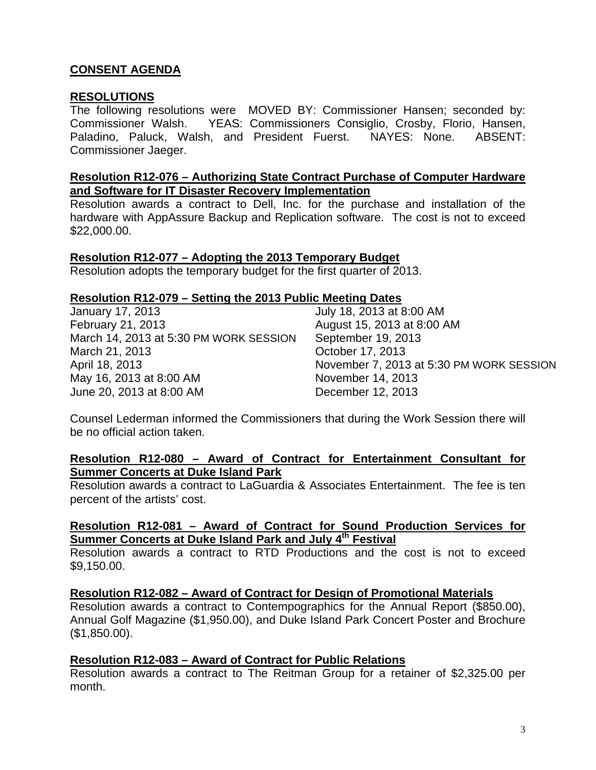## CONSENT AGENDA

## RESOLUTIONS

The following resolutions were MOVED BY: Commissioner Hansen; seconded by: Commissioner Walsh. YEAS: Commissioners Consiglio, Crosby, Florio, Hansen, Paladino, Paluck, Walsh, and President Fuerst. NAYES: None. ABSENT: Commissioner Jaeger.

### Resolution R12-076 – Authorizing State Contract Purchase of Computer Hardware and Software for IT Disaster Recovery Implementation

Resolution awards a contract to Dell, Inc. for the purchase and installation of the hardware with AppAssure Backup and Replication software. The cost is not to exceed \$22,000.00.

### Resolution R12-077 – Adopting the 2013 Temporary Budget

Resolution adopts the temporary budget for the first quarter of 2013.

### Resolution R12-079 – Setting the 2013 Public Meeting Dates

- January 17, 2013
- February 21, 2013
- March 14, 2013 at 5:30 PM WORK SESSION
- March 21, 2013
- April 18, 2013
- May 16, 2013 at 8:00 AM
- June 20, 2013 at 8:00 AM
- July 18, 2013 at 8:00 AM
- August 15, 2013 at 8:00 AM
- September 19, 2013
- October 17, 2013
- November 7, 2013 at 5:30 PM WORK SESSION
- November 14, 2013
- December 12, 2013

Counsel Lederman informed the Commissioners that during the Work Session there will be no official action taken.

### Resolution R12-080 – Award of Contract for Entertainment Consultant for Summer Concerts at Duke Island Park

Resolution awards a contract to LaGuardia & Associates Entertainment. The fee is ten percent of the artists' cost.

### Resolution R12-081 – Award of Contract for Sound Production Services for Summer Concerts at Duke Island Park and July 4th Festival

Resolution awards a contract to RTD Productions and the cost is not to exceed \$9,150.00.

### Resolution R12-082 – Award of Contract for Design of Promotional Materials

Resolution awards a contract to Contempographics for the Annual Report (\$850.00), Annual Golf Magazine (\$1,950.00), and Duke Island Park Concert Poster and Brochure (\$1,850.00).

### Resolution R12-083 – Award of Contract for Public Relations

Resolution awards a contract to The Reitman Group for a retainer of \$2,325.00 per month.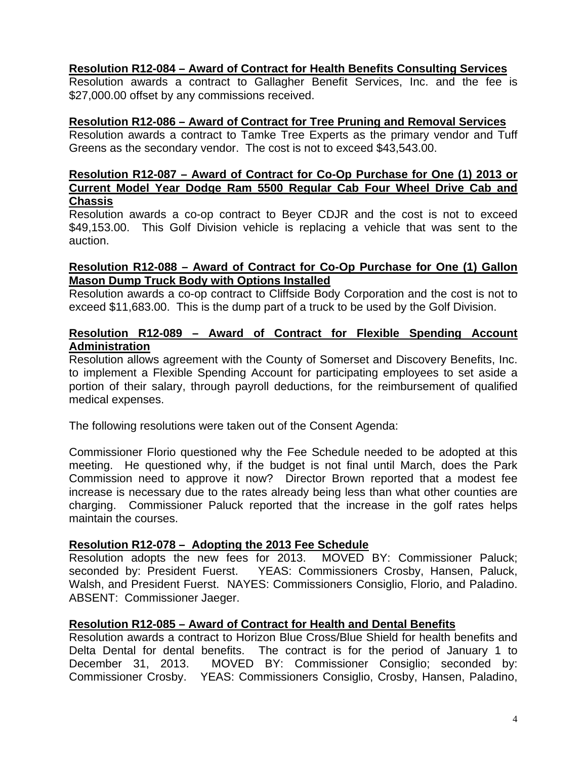**Resolution R12-084 – Award of Contract for Health Benefits Consulting Services**
Resolution awards a contract to Gallagher Benefit Services, Inc. and the fee is $27,000.00 offset by any commissions received.

**Resolution R12-086 – Award of Contract for Tree Pruning and Removal Services**
Resolution awards a contract to Tamke Tree Experts as the primary vendor and Tuff Greens as the secondary vendor. The cost is not to exceed $43,543.00.

**Resolution R12-087 – Award of Contract for Co-Op Purchase for One (1) 2013 or Current Model Year Dodge Ram 5500 Regular Cab Four Wheel Drive Cab and Chassis**
Resolution awards a co-op contract to Beyer CDJR and the cost is not to exceed $49,153.00. This Golf Division vehicle is replacing a vehicle that was sent to the auction.

**Resolution R12-088 – Award of Contract for Co-Op Purchase for One (1) Gallon Mason Dump Truck Body with Options Installed**
Resolution awards a co-op contract to Cliffside Body Corporation and the cost is not to exceed $11,683.00. This is the dump part of a truck to be used by the Golf Division.

**Resolution R12-089 – Award of Contract for Flexible Spending Account Administration**
Resolution allows agreement with the County of Somerset and Discovery Benefits, Inc. to implement a Flexible Spending Account for participating employees to set aside a portion of their salary, through payroll deductions, for the reimbursement of qualified medical expenses.

The following resolutions were taken out of the Consent Agenda:

Commissioner Florio questioned why the Fee Schedule needed to be adopted at this meeting. He questioned why, if the budget is not final until March, does the Park Commission need to approve it now? Director Brown reported that a modest fee increase is necessary due to the rates already being less than what other counties are charging. Commissioner Paluck reported that the increase in the golf rates helps maintain the courses.

**Resolution R12-078 – Adopting the 2013 Fee Schedule**
Resolution adopts the new fees for 2013. MOVED BY: Commissioner Paluck; seconded by: President Fuerst. YEAS: Commissioners Crosby, Hansen, Paluck, Walsh, and President Fuerst. NAYES: Commissioners Consiglio, Florio, and Paladino. ABSENT: Commissioner Jaeger.

**Resolution R12-085 – Award of Contract for Health and Dental Benefits**
Resolution awards a contract to Horizon Blue Cross/Blue Shield for health benefits and Delta Dental for dental benefits. The contract is for the period of January 1 to December 31, 2013. MOVED BY: Commissioner Consiglio; seconded by: Commissioner Crosby. YEAS: Commissioners Consiglio, Crosby, Hansen, Paladino,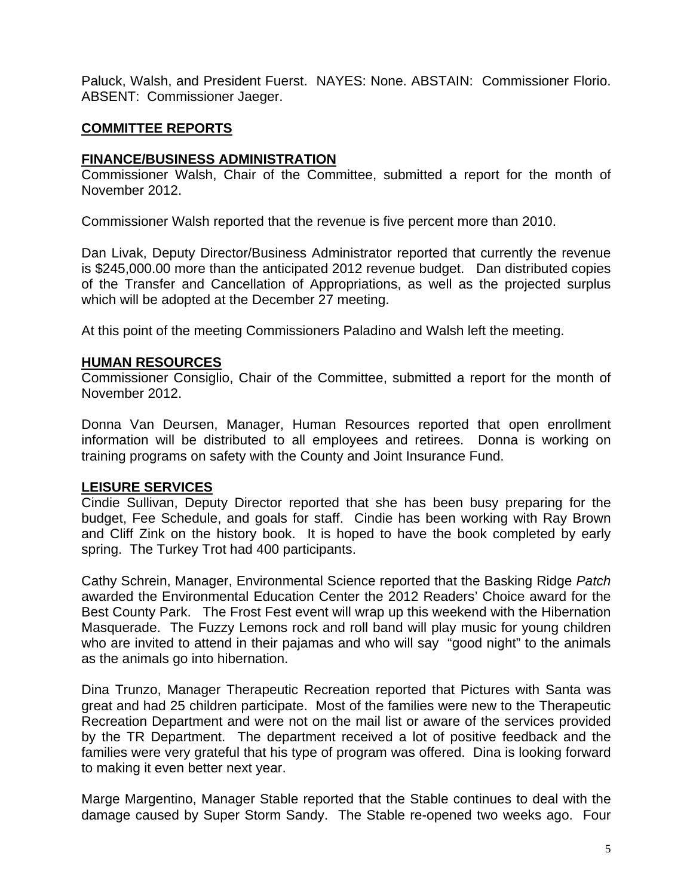Paluck, Walsh, and President Fuerst. NAYES: None. ABSTAIN: Commissioner Florio. ABSENT: Commissioner Jaeger.

## COMMITTEE REPORTS

### FINANCE/BUSINESS ADMINISTRATION

Commissioner Walsh, Chair of the Committee, submitted a report for the month of November 2012.

Commissioner Walsh reported that the revenue is five percent more than 2010.

Dan Livak, Deputy Director/Business Administrator reported that currently the revenue is $245,000.00 more than the anticipated 2012 revenue budget. Dan distributed copies of the Transfer and Cancellation of Appropriations, as well as the projected surplus which will be adopted at the December 27 meeting.

At this point of the meeting Commissioners Paladino and Walsh left the meeting.

### HUMAN RESOURCES

Commissioner Consiglio, Chair of the Committee, submitted a report for the month of November 2012.

Donna Van Deursen, Manager, Human Resources reported that open enrollment information will be distributed to all employees and retirees. Donna is working on training programs on safety with the County and Joint Insurance Fund.

### LEISURE SERVICES

Cindie Sullivan, Deputy Director reported that she has been busy preparing for the budget, Fee Schedule, and goals for staff. Cindie has been working with Ray Brown and Cliff Zink on the history book. It is hoped to have the book completed by early spring. The Turkey Trot had 400 participants.

Cathy Schrein, Manager, Environmental Science reported that the Basking Ridge *Patch* awarded the Environmental Education Center the 2012 Readers' Choice award for the Best County Park. The Frost Fest event will wrap up this weekend with the Hibernation Masquerade. The Fuzzy Lemons rock and roll band will play music for young children who are invited to attend in their pajamas and who will say "good night" to the animals as the animals go into hibernation.

Dina Trunzo, Manager Therapeutic Recreation reported that Pictures with Santa was great and had 25 children participate. Most of the families were new to the Therapeutic Recreation Department and were not on the mail list or aware of the services provided by the TR Department. The department received a lot of positive feedback and the families were very grateful that his type of program was offered. Dina is looking forward to making it even better next year.

Marge Margentino, Manager Stable reported that the Stable continues to deal with the damage caused by Super Storm Sandy. The Stable re-opened two weeks ago. Four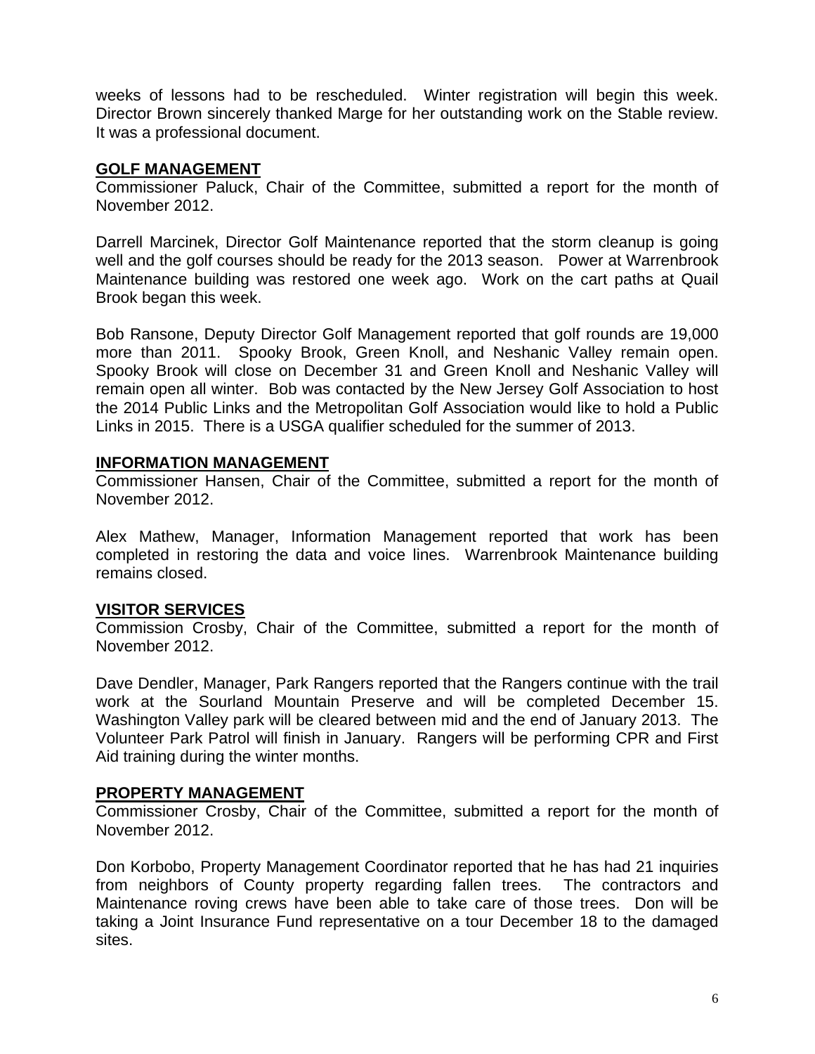weeks of lessons had to be rescheduled. Winter registration will begin this week. Director Brown sincerely thanked Marge for her outstanding work on the Stable review. It was a professional document.

## GOLF MANAGEMENT

Commissioner Paluck, Chair of the Committee, submitted a report for the month of November 2012.

Darrell Marcinek, Director Golf Maintenance reported that the storm cleanup is going well and the golf courses should be ready for the 2013 season. Power at Warrenbrook Maintenance building was restored one week ago. Work on the cart paths at Quail Brook began this week.

Bob Ransone, Deputy Director Golf Management reported that golf rounds are 19,000 more than 2011. Spooky Brook, Green Knoll, and Neshanic Valley remain open. Spooky Brook will close on December 31 and Green Knoll and Neshanic Valley will remain open all winter. Bob was contacted by the New Jersey Golf Association to host the 2014 Public Links and the Metropolitan Golf Association would like to hold a Public Links in 2015. There is a USGA qualifier scheduled for the summer of 2013.

## INFORMATION MANAGEMENT

Commissioner Hansen, Chair of the Committee, submitted a report for the month of November 2012.

Alex Mathew, Manager, Information Management reported that work has been completed in restoring the data and voice lines. Warrenbrook Maintenance building remains closed.

## VISITOR SERVICES

Commission Crosby, Chair of the Committee, submitted a report for the month of November 2012.

Dave Dendler, Manager, Park Rangers reported that the Rangers continue with the trail work at the Sourland Mountain Preserve and will be completed December 15. Washington Valley park will be cleared between mid and the end of January 2013. The Volunteer Park Patrol will finish in January. Rangers will be performing CPR and First Aid training during the winter months.

## PROPERTY MANAGEMENT

Commissioner Crosby, Chair of the Committee, submitted a report for the month of November 2012.

Don Korbobo, Property Management Coordinator reported that he has had 21 inquiries from neighbors of County property regarding fallen trees. The contractors and Maintenance roving crews have been able to take care of those trees. Don will be taking a Joint Insurance Fund representative on a tour December 18 to the damaged sites.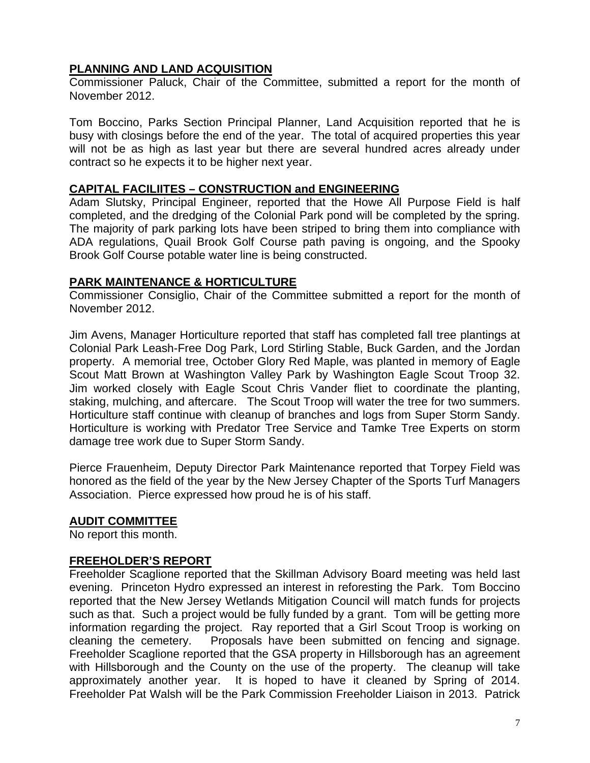## PLANNING AND LAND ACQUISITION

Commissioner Paluck, Chair of the Committee, submitted a report for the month of November 2012.

Tom Boccino, Parks Section Principal Planner, Land Acquisition reported that he is busy with closings before the end of the year. The total of acquired properties this year will not be as high as last year but there are several hundred acres already under contract so he expects it to be higher next year.

## CAPITAL FACILIITES – CONSTRUCTION and ENGINEERING

Adam Slutsky, Principal Engineer, reported that the Howe All Purpose Field is half completed, and the dredging of the Colonial Park pond will be completed by the spring. The majority of park parking lots have been striped to bring them into compliance with ADA regulations, Quail Brook Golf Course path paving is ongoing, and the Spooky Brook Golf Course potable water line is being constructed.

## PARK MAINTENANCE & HORTICULTURE

Commissioner Consiglio, Chair of the Committee submitted a report for the month of November 2012.

Jim Avens, Manager Horticulture reported that staff has completed fall tree plantings at Colonial Park Leash-Free Dog Park, Lord Stirling Stable, Buck Garden, and the Jordan property. A memorial tree, October Glory Red Maple, was planted in memory of Eagle Scout Matt Brown at Washington Valley Park by Washington Eagle Scout Troop 32. Jim worked closely with Eagle Scout Chris Vander fliet to coordinate the planting, staking, mulching, and aftercare. The Scout Troop will water the tree for two summers. Horticulture staff continue with cleanup of branches and logs from Super Storm Sandy. Horticulture is working with Predator Tree Service and Tamke Tree Experts on storm damage tree work due to Super Storm Sandy.

Pierce Frauenheim, Deputy Director Park Maintenance reported that Torpey Field was honored as the field of the year by the New Jersey Chapter of the Sports Turf Managers Association. Pierce expressed how proud he is of his staff.

## AUDIT COMMITTEE

No report this month.

## FREEHOLDER'S REPORT

Freeholder Scaglione reported that the Skillman Advisory Board meeting was held last evening. Princeton Hydro expressed an interest in reforesting the Park. Tom Boccino reported that the New Jersey Wetlands Mitigation Council will match funds for projects such as that. Such a project would be fully funded by a grant. Tom will be getting more information regarding the project. Ray reported that a Girl Scout Troop is working on cleaning the cemetery. Proposals have been submitted on fencing and signage. Freeholder Scaglione reported that the GSA property in Hillsborough has an agreement with Hillsborough and the County on the use of the property. The cleanup will take approximately another year. It is hoped to have it cleaned by Spring of 2014. Freeholder Pat Walsh will be the Park Commission Freeholder Liaison in 2013. Patrick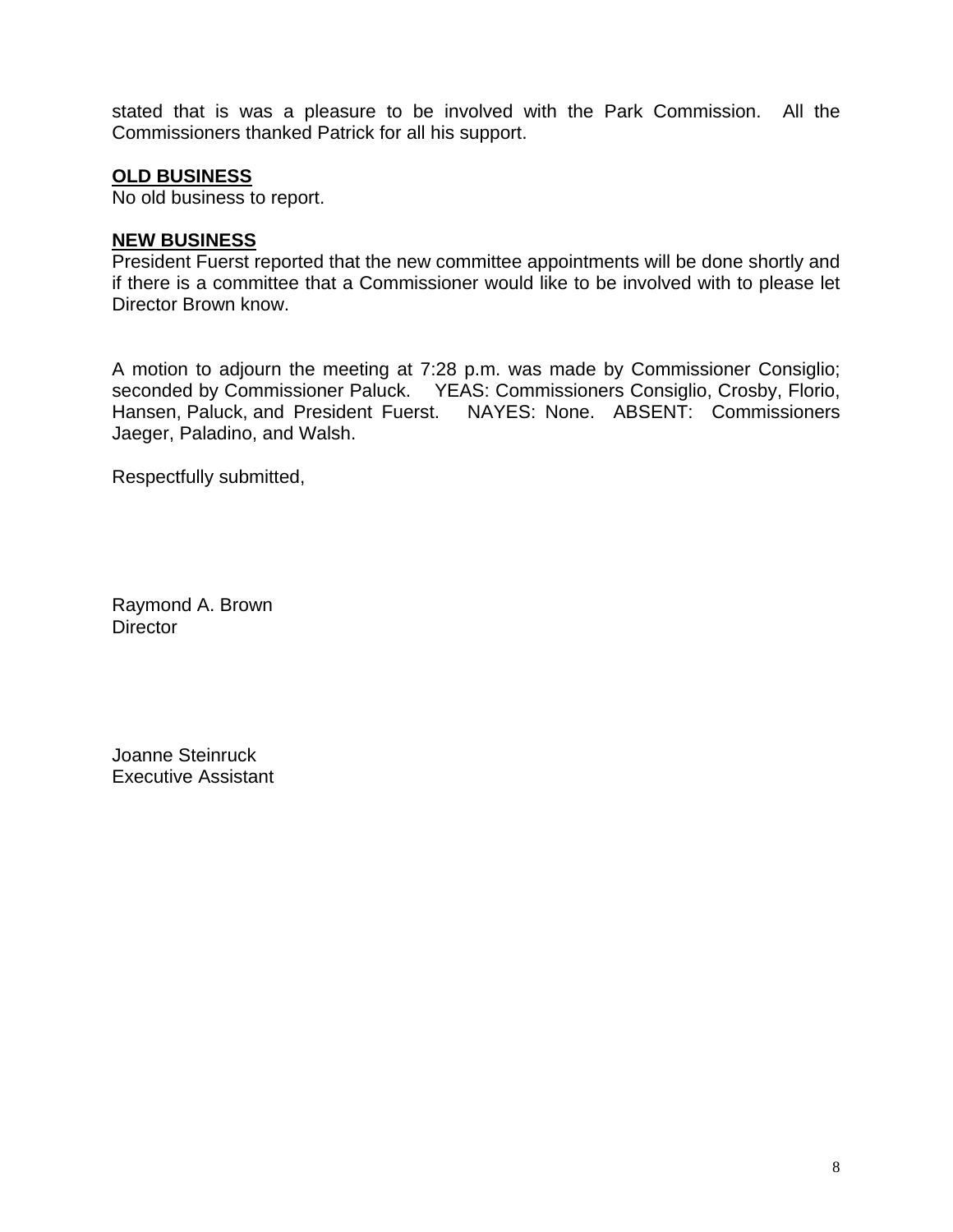stated that is was a pleasure to be involved with the Park Commission. All the Commissioners thanked Patrick for all his support.

**OLD BUSINESS**

No old business to report.

**NEW BUSINESS**

President Fuerst reported that the new committee appointments will be done shortly and if there is a committee that a Commissioner would like to be involved with to please let Director Brown know.

A motion to adjourn the meeting at 7:28 p.m. was made by Commissioner Consiglio; seconded by Commissioner Paluck. YEAS: Commissioners Consiglio, Crosby, Florio, Hansen, Paluck, and President Fuerst. NAYES: None. ABSENT: Commissioners Jaeger, Paladino, and Walsh.

Respectfully submitted,

Raymond A. Brown
Director

Joanne Steinruck
Executive Assistant